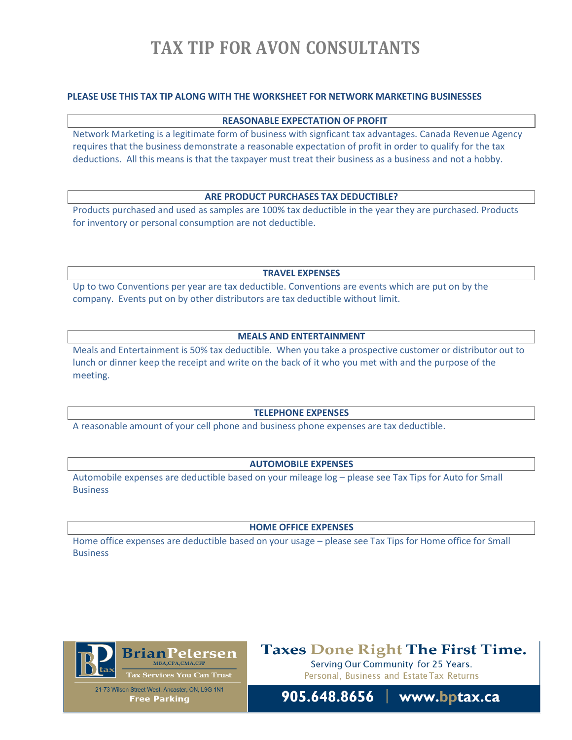# TAX TIP FOR AVON CONSULTANTS

**PLEASE USE THIS TAX TIP ALONG WITH THE WORKSHEET FOR NETWORK MARKETING BUSINESSES**

## REASONABLE EXPECTATION OF PROFIT

Network Marketing is a legitimate form of business with signficant tax advantages. Canada Revenue Agency requires that the business demonstrate a reasonable expectation of profit in order to qualify for the tax deductions. All this means is that the taxpayer must treat their business as a business and not a hobby.

## ARE PRODUCT PURCHASES TAX DEDUCTIBLE?

Products purchased and used as samples are 100% tax deductible in the year they are purchased. Products for inventory or personal consumption are not deductible.

## TRAVEL EXPENSES

Up to two Conventions per year are tax deductible. Conventions are events which are put on by the company. Events put on by other distributors are tax deductible without limit.

## MEALS AND ENTERTAINMENT

Meals and Entertainment is 50% tax deductible. When you take a prospective customer or distributor out to lunch or dinner keep the receipt and write on the back of it who you met with and the purpose of the meeting.

## TELEPHONE EXPENSES

A reasonable amount of your cell phone and business phone expenses are tax deductible.

## AUTOMOBILE EXPENSES

Automobile expenses are deductible based on your mileage log – please see Tax Tips for Auto for Small Business

## HOME OFFICE EXPENSES

Home office expenses are deductible based on your usage – please see Tax Tips for Home office for Small Business

BrianPetersen MBA,CPA,CMA,CFP
Tax Services You Can Trust
21-73 Wilson Street West, Ancaster, ON, L9G 1N1
Free Parking

**Taxes Done Right The First Time.**
Serving Our Community for 25 Years.
Personal, Business and Estate Tax Returns

**905.648.8656 | www.bptax.ca**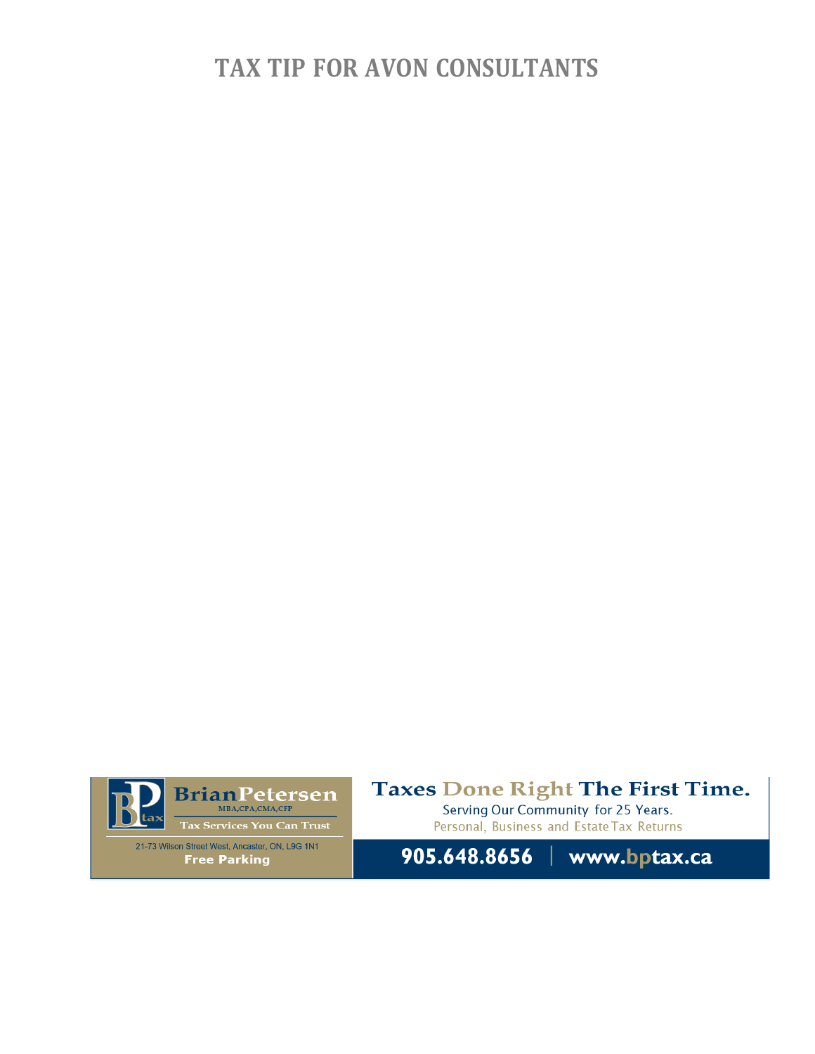# TAX TIP FOR AVON CONSULTANTS

**Brian Petersen**
MBA,CPA,CMA,CFP

Tax Services You Can Trust

21-73 Wilson Street West, Ancaster, ON, L9G 1N1

**Free Parking**

**Taxes Done Right The First Time.**

Serving Our Community for 25 Years.

Personal, Business and Estate Tax Returns

**905.648.8656 | www.bptax.ca**